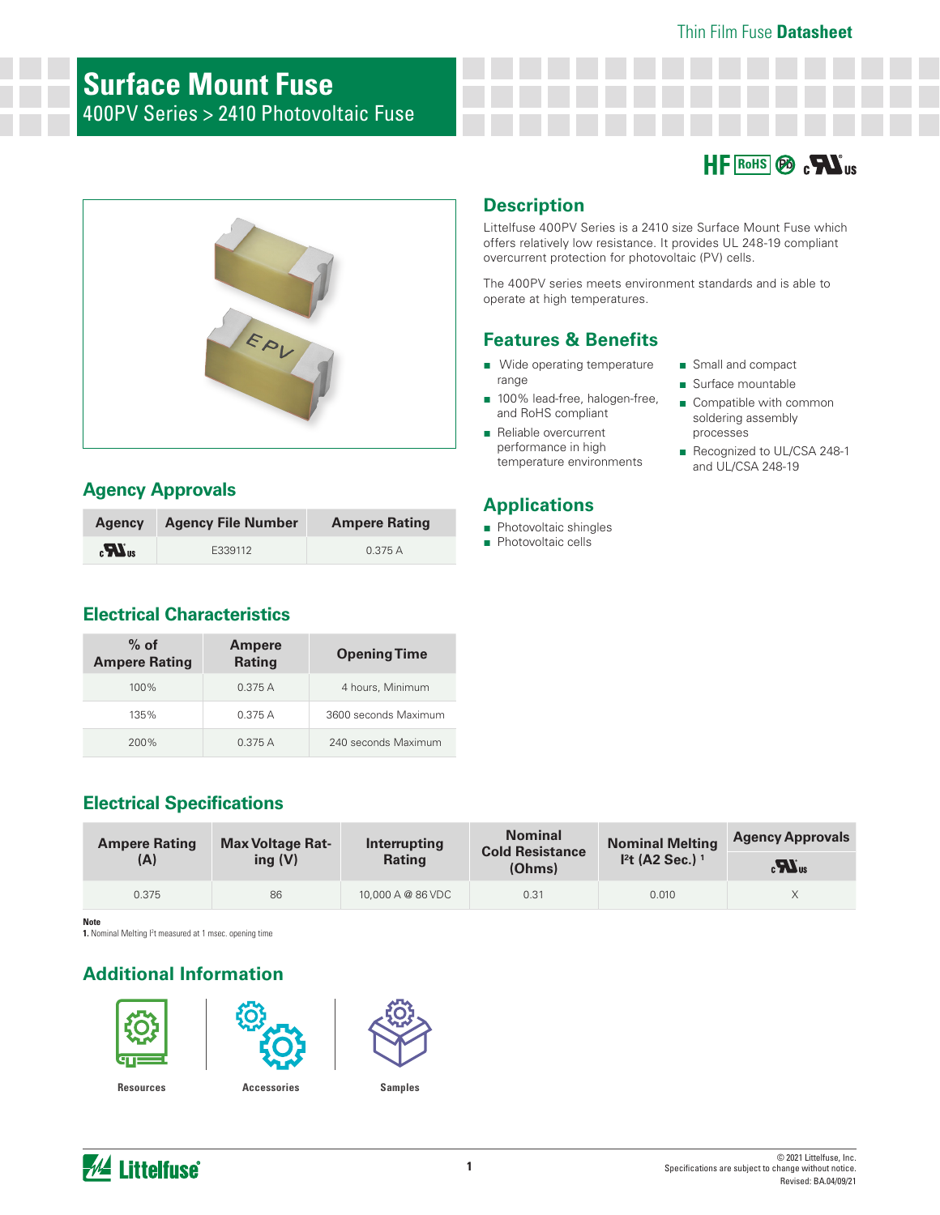Thin Film Fuse **Datasheet**

# Surface Mount Fuse

400PV Series > 2410 Photovoltaic Fuse

HF RoHS Pb cULus

## Description

Littelfuse 400PV Series is a 2410 size Surface Mount Fuse which offers relatively low resistance. It provides UL 248-19 compliant overcurrent protection for photovoltaic (PV) cells.

The 400PV series meets environment standards and is able to operate at high temperatures.

## Features & Benefits

- Wide operating temperature range
- 100% lead-free, halogen-free, and RoHS compliant
- Reliable overcurrent performance in high temperature environments
- Small and compact
- Surface mountable
- Compatible with common soldering assembly processes
- Recognized to UL/CSA 248-1 and UL/CSA 248-19

## Applications

- Photovoltaic shingles
- Photovoltaic cells

## Agency Approvals

| Agency | Agency File Number | Ampere Rating |
|---|---|---|
| cULus | E339112 | 0.375 A |

## Electrical Characteristics

| % of Ampere Rating | Ampere Rating | Opening Time |
|---|---|---|
| 100% | 0.375 A | 4 hours, Minimum |
| 135% | 0.375 A | 3600 seconds Maximum |
| 200% | 0.375 A | 240 seconds Maximum |

## Electrical Specifications

| Ampere Rating (A) | Max Voltage Rating (V) | Interrupting Rating | Nominal Cold Resistance (Ohms) | Nominal Melting $I^2t$ (A2 Sec.) [1] | Agency Approvals |
|---|---|---|---|---|---|
| | | | | | cULus |
| 0.375 | 86 | 10,000 A @ 86 VDC | 0.31 | 0.010 | X |

**Note**

**1.** Nominal Melting $I^2t$ measured at 1 msec. opening time

## Additional Information

Resources | Accessories | Samples

© 2021 Littelfuse, Inc.
Specifications are subject to change without notice.
Revised: BA.04/09/21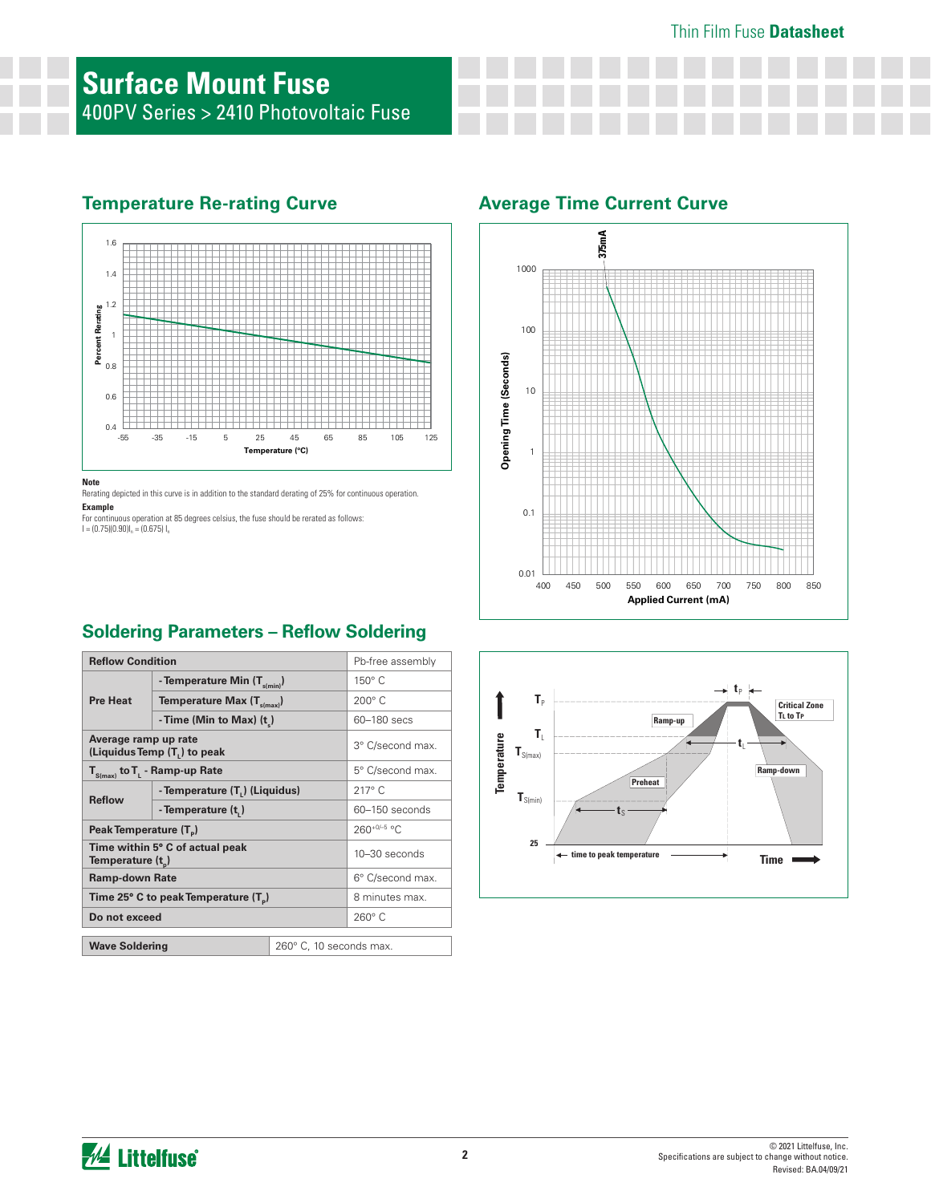# Surface Mount Fuse

400PV Series > 2410 Photovoltaic Fuse

## Temperature Re-rating Curve

**Note**

Rerating depicted in this curve is in addition to the standard derating of 25% for continuous operation.

**Example**

For continuous operation at 85 degrees celsius, the fuse should be rerated as follows:

$I = (0.75)(0.90)I_n = (0.675) I_n$

## Average Time Current Curve

## Soldering Parameters – Reflow Soldering

| Reflow Condition | | Pb-free assembly |
|---|---|---|
| Pre Heat | - Temperature Min ($T_{s(min)}$) | 150° C |
| | Temperature Max ($T_{s(max)}$) | 200° C |
| | - Time (Min to Max) ($t_s$) | 60–180 secs |
| Average ramp up rate (Liquidus Temp ($T_L$) to peak | | 3° C/second max. |
| $T_{S(max)}$ to $T_L$ - Ramp-up Rate | | 5° C/second max. |
| Reflow | - Temperature ($T_L$) (Liquidus) | 217° C |
| | - Temperature ($t_L$) | 60–150 seconds |
| Peak Temperature ($T_P$) | | $260^{+0/-5}$ °C |
| Time within 5° C of actual peak Temperature ($t_p$) | | 10–30 seconds |
| Ramp-down Rate | | 6° C/second max. |
| Time 25° C to peak Temperature ($T_P$) | | 8 minutes max. |
| Do not exceed | | 260° C |

| Wave Soldering | 260° C, 10 seconds max. |
|---|---|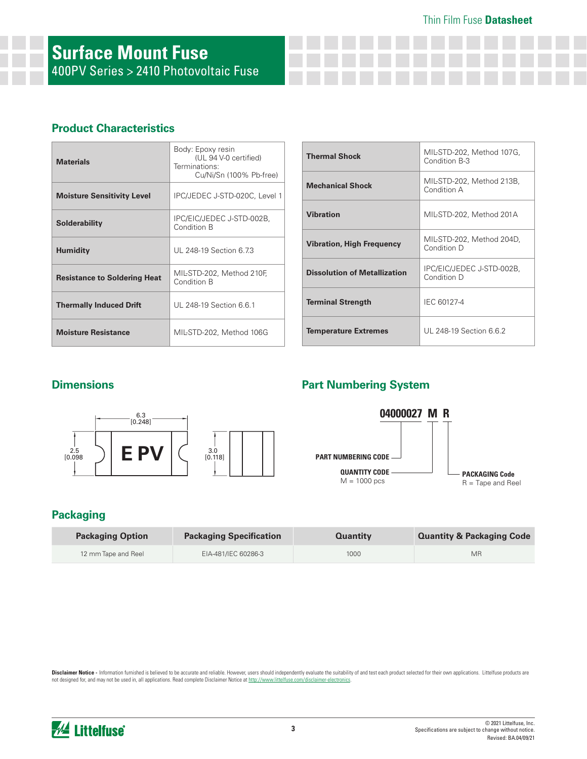# Surface Mount Fuse

400PV Series > 2410 Photovoltaic Fuse

## Product Characteristics

| | |
|---|---|
| **Materials** | Body: Epoxy resin (UL 94 V-0 certified) Terminations: Cu/Ni/Sn (100% Pb-free) |
| **Moisture Sensitivity Level** | IPC/JEDEC J-STD-020C, Level 1 |
| **Solderability** | IPC/EIC/JEDEC J-STD-002B, Condition B |
| **Humidity** | UL 248-19 Section 6.7.3 |
| **Resistance to Soldering Heat** | MIL-STD-202, Method 210F, Condition B |
| **Thermally Induced Drift** | UL 248-19 Section 6.6.1 |
| **Moisture Resistance** | MIL-STD-202, Method 106G |

| | |
|---|---|
| **Thermal Shock** | MIL-STD-202, Method 107G, Condition B-3 |
| **Mechanical Shock** | MIL-STD-202, Method 213B, Condition A |
| **Vibration** | MIL-STD-202, Method 201A |
| **Vibration, High Frequency** | MIL-STD-202, Method 204D, Condition D |
| **Dissolution of Metallization** | IPC/EIC/JEDEC J-STD-002B, Condition D |
| **Terminal Strength** | IEC 60127-4 |
| **Temperature Extremes** | UL 248-19 Section 6.6.2 |

## Dimensions

6.3
[0.248]

2.5
[0.098

E PV

3.0
[0.118]

## Part Numbering System

04000027 M R

PART NUMBERING CODE

QUANTITY CODE
M = 1000 pcs

PACKAGING Code
R = Tape and Reel

## Packaging

| Packaging Option | Packaging Specification | Quantity | Quantity & Packaging Code |
|---|---|---|---|
| 12 mm Tape and Reel | EIA-481/IEC 60286-3 | 1000 | MR |

**Disclaimer Notice -** Information furnished is believed to be accurate and reliable. However, users should independently evaluate the suitability of and test each product selected for their own applications. Littelfuse products are not designed for, and may not be used in, all applications. Read complete Disclaimer Notice at http://www.littelfuse.com/disclaimer-electronics.

© 2021 Littelfuse, Inc.
Specifications are subject to change without notice.
Revised: BA.04/09/21